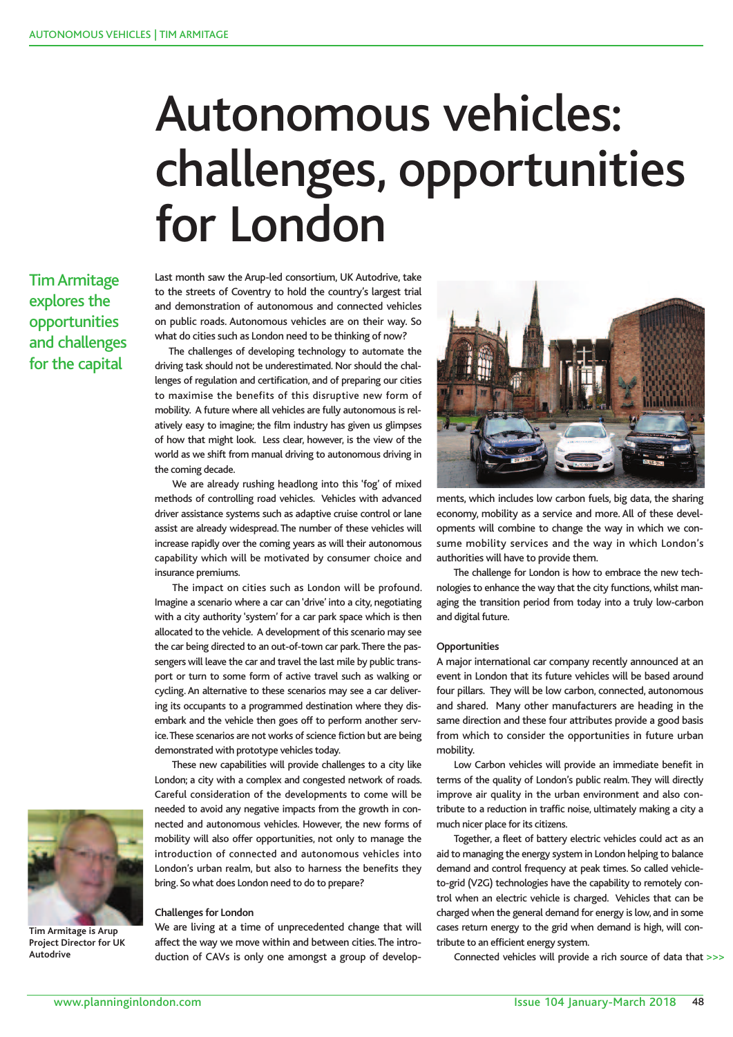# Autonomous vehicles: challenges, opportunities for London

**Tim Armitage explores the opportunities and challenges for the capital**

Last month saw the Arup-led consortium, UK Autodrive, take to the streets of Coventry to hold the country's largest trial and demonstration of autonomous and connected vehicles on public roads. Autonomous vehicles are on their way. So what do cities such as London need to be thinking of now?

The challenges of developing technology to automate the driving task should not be underestimated. Nor should the challenges of regulation and certification, and of preparing our cities to maximise the benefits of this disruptive new form of mobility. A future where all vehicles are fully autonomous is relatively easy to imagine; the film industry has given us glimpses of how that might look. Less clear, however, is the view of the world as we shift from manual driving to autonomous driving in the coming decade.

We are already rushing headlong into this 'fog' of mixed methods of controlling road vehicles. Vehicles with advanced driver assistance systems such as adaptive cruise control or lane assist are already widespread. The number of these vehicles will increase rapidly over the coming years as will their autonomous capability which will be motivated by consumer choice and insurance premiums.

The impact on cities such as London will be profound. Imagine a scenario where a car can 'drive' into a city, negotiating with a city authority 'system' for a car park space which is then allocated to the vehicle. A development of this scenario may see the car being directed to an out-of-town car park. There the passengers will leave the car and travel the last mile by public transport or turn to some form of active travel such as walking or cycling. An alternative to these scenarios may see a car delivering its occupants to a programmed destination where they disembark and the vehicle then goes off to perform another service. These scenarios are not works of science fiction but are being demonstrated with prototype vehicles today.

These new capabilities will provide challenges to a city like London; a city with a complex and congested network of roads. Careful consideration of the developments to come will be needed to avoid any negative impacts from the growth in connected and autonomous vehicles. However, the new forms of mobility will also offer opportunities, not only to manage the introduction of connected and autonomous vehicles into London's urban realm, but also to harness the benefits they bring. So what does London need to do to prepare?

**Tim Armitage is Arup Project Director for UK Autodrive**

### Challenges for London

We are living at a time of unprecedented change that will affect the way we move within and between cities. The introduction of CAVs is only one amongst a group of developments, which includes low carbon fuels, big data, the sharing economy, mobility as a service and more. All of these developments will combine to change the way in which we consume mobility services and the way in which London's authorities will have to provide them.

The challenge for London is how to embrace the new technologies to enhance the way that the city functions, whilst managing the transition period from today into a truly low-carbon and digital future.

### Opportunities

A major international car company recently announced at an event in London that its future vehicles will be based around four pillars. They will be low carbon, connected, autonomous and shared. Many other manufacturers are heading in the same direction and these four attributes provide a good basis from which to consider the opportunities in future urban mobility.

Low Carbon vehicles will provide an immediate benefit in terms of the quality of London's public realm. They will directly improve air quality in the urban environment and also contribute to a reduction in traffic noise, ultimately making a city a much nicer place for its citizens.

Together, a fleet of battery electric vehicles could act as an aid to managing the energy system in London helping to balance demand and control frequency at peak times. So called vehicle-to-grid (V2G) technologies have the capability to remotely control when an electric vehicle is charged. Vehicles that can be charged when the general demand for energy is low, and in some cases return energy to the grid when demand is high, will contribute to an efficient energy system.

Connected vehicles will provide a rich source of data that >>>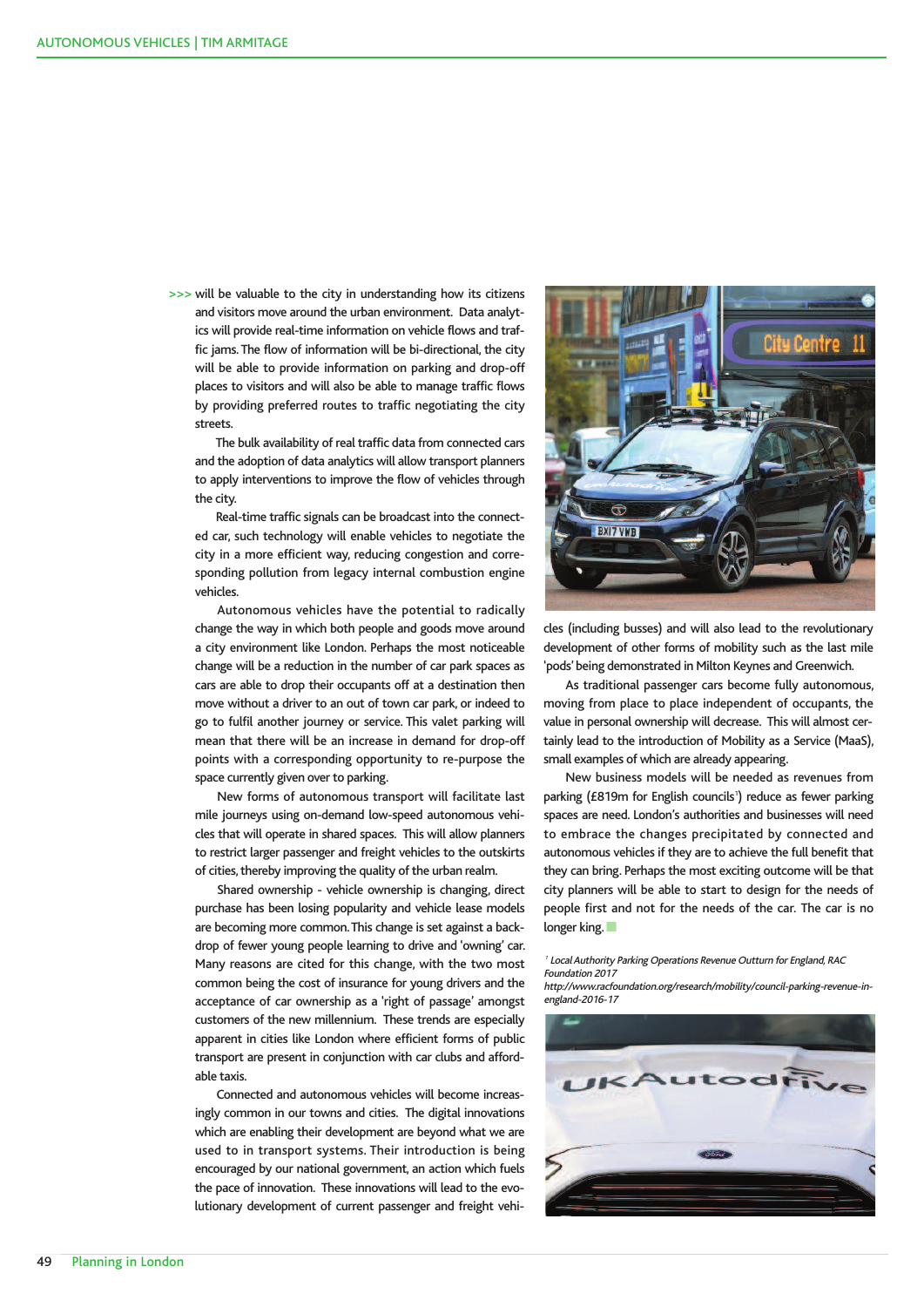>>> will be valuable to the city in understanding how its citizens and visitors move around the urban environment. Data analytics will provide real-time information on vehicle flows and traffic jams. The flow of information will be bi-directional, the city will be able to provide information on parking and drop-off places to visitors and will also be able to manage traffic flows by providing preferred routes to traffic negotiating the city streets.

The bulk availability of real traffic data from connected cars and the adoption of data analytics will allow transport planners to apply interventions to improve the flow of vehicles through the city.

Real-time traffic signals can be broadcast into the connected car, such technology will enable vehicles to negotiate the city in a more efficient way, reducing congestion and corresponding pollution from legacy internal combustion engine vehicles.

Autonomous vehicles have the potential to radically change the way in which both people and goods move around a city environment like London. Perhaps the most noticeable change will be a reduction in the number of car park spaces as cars are able to drop their occupants off at a destination then move without a driver to an out of town car park, or indeed to go to fulfil another journey or service. This valet parking will mean that there will be an increase in demand for drop-off points with a corresponding opportunity to re-purpose the space currently given over to parking.

New forms of autonomous transport will facilitate last mile journeys using on-demand low-speed autonomous vehicles that will operate in shared spaces. This will allow planners to restrict larger passenger and freight vehicles to the outskirts of cities, thereby improving the quality of the urban realm.

Shared ownership - vehicle ownership is changing, direct purchase has been losing popularity and vehicle lease models are becoming more common. This change is set against a backdrop of fewer young people learning to drive and 'owning' car. Many reasons are cited for this change, with the two most common being the cost of insurance for young drivers and the acceptance of car ownership as a 'right of passage' amongst customers of the new millennium. These trends are especially apparent in cities like London where efficient forms of public transport are present in conjunction with car clubs and affordable taxis.

Connected and autonomous vehicles will become increasingly common in our towns and cities. The digital innovations which are enabling their development are beyond what we are used to in transport systems. Their introduction is being encouraged by our national government, an action which fuels the pace of innovation. These innovations will lead to the evolutionary development of current passenger and freight vehicles (including busses) and will also lead to the revolutionary development of other forms of mobility such as the last mile 'pods' being demonstrated in Milton Keynes and Greenwich.

As traditional passenger cars become fully autonomous, moving from place to place independent of occupants, the value in personal ownership will decrease. This will almost certainly lead to the introduction of Mobility as a Service (MaaS), small examples of which are already appearing.

New business models will be needed as revenues from parking (£819m for English councils[1]) reduce as fewer parking spaces are need. London's authorities and businesses will need to embrace the changes precipitated by connected and autonomous vehicles if they are to achieve the full benefit that they can bring. Perhaps the most exciting outcome will be that city planners will be able to start to design for the needs of people first and not for the needs of the car. The car is no longer king.

*[1] Local Authority Parking Operations Revenue Outturn for England, RAC Foundation 2017*
*http://www.racfoundation.org/research/mobility/council-parking-revenue-in-england-2016-17*